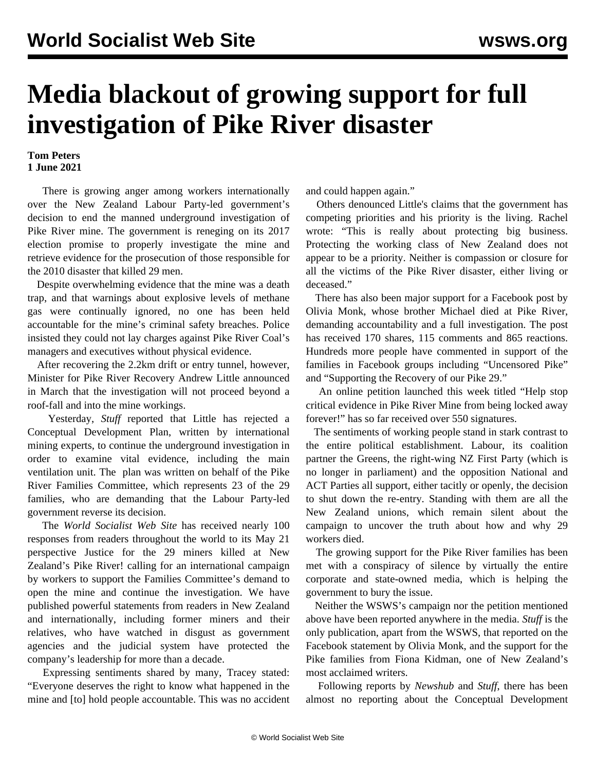# Media blackout of growing support for full investigation of Pike River disaster

**Tom Peters**
**1 June 2021**

There is growing anger among workers internationally over the New Zealand Labour Party-led government's decision to end the manned underground investigation of Pike River mine. The government is reneging on its 2017 election promise to properly investigate the mine and retrieve evidence for the prosecution of those responsible for the 2010 disaster that killed 29 men.

Despite overwhelming evidence that the mine was a death trap, and that warnings about explosive levels of methane gas were continually ignored, no one has been held accountable for the mine's criminal safety breaches. Police insisted they could not lay charges against Pike River Coal's managers and executives without physical evidence.

After recovering the 2.2km drift or entry tunnel, however, Minister for Pike River Recovery Andrew Little announced in March that the investigation will not proceed beyond a roof-fall and into the mine workings.

Yesterday, *Stuff* reported that Little has rejected a Conceptual Development Plan, written by international mining experts, to continue the underground investigation in order to examine vital evidence, including the main ventilation unit. The plan was written on behalf of the Pike River Families Committee, which represents 23 of the 29 families, who are demanding that the Labour Party-led government reverse its decision.

The *World Socialist Web Site* has received nearly 100 responses from readers throughout the world to its May 21 perspective Justice for the 29 miners killed at New Zealand's Pike River! calling for an international campaign by workers to support the Families Committee's demand to open the mine and continue the investigation. We have published powerful statements from readers in New Zealand and internationally, including former miners and their relatives, who have watched in disgust as government agencies and the judicial system have protected the company's leadership for more than a decade.

Expressing sentiments shared by many, Tracey stated: "Everyone deserves the right to know what happened in the mine and [to] hold people accountable. This was no accident and could happen again."

Others denounced Little's claims that the government has competing priorities and his priority is the living. Rachel wrote: "This is really about protecting big business. Protecting the working class of New Zealand does not appear to be a priority. Neither is compassion or closure for all the victims of the Pike River disaster, either living or deceased."

There has also been major support for a Facebook post by Olivia Monk, whose brother Michael died at Pike River, demanding accountability and a full investigation. The post has received 170 shares, 115 comments and 865 reactions. Hundreds more people have commented in support of the families in Facebook groups including "Uncensored Pike" and "Supporting the Recovery of our Pike 29."

An online petition launched this week titled "Help stop critical evidence in Pike River Mine from being locked away forever!" has so far received over 550 signatures.

The sentiments of working people stand in stark contrast to the entire political establishment. Labour, its coalition partner the Greens, the right-wing NZ First Party (which is no longer in parliament) and the opposition National and ACT Parties all support, either tacitly or openly, the decision to shut down the re-entry. Standing with them are all the New Zealand unions, which remain silent about the campaign to uncover the truth about how and why 29 workers died.

The growing support for the Pike River families has been met with a conspiracy of silence by virtually the entire corporate and state-owned media, which is helping the government to bury the issue.

Neither the WSWS's campaign nor the petition mentioned above have been reported anywhere in the media. *Stuff* is the only publication, apart from the WSWS, that reported on the Facebook statement by Olivia Monk, and the support for the Pike families from Fiona Kidman, one of New Zealand's most acclaimed writers.

Following reports by *Newshub* and *Stuff*, there has been almost no reporting about the Conceptual Development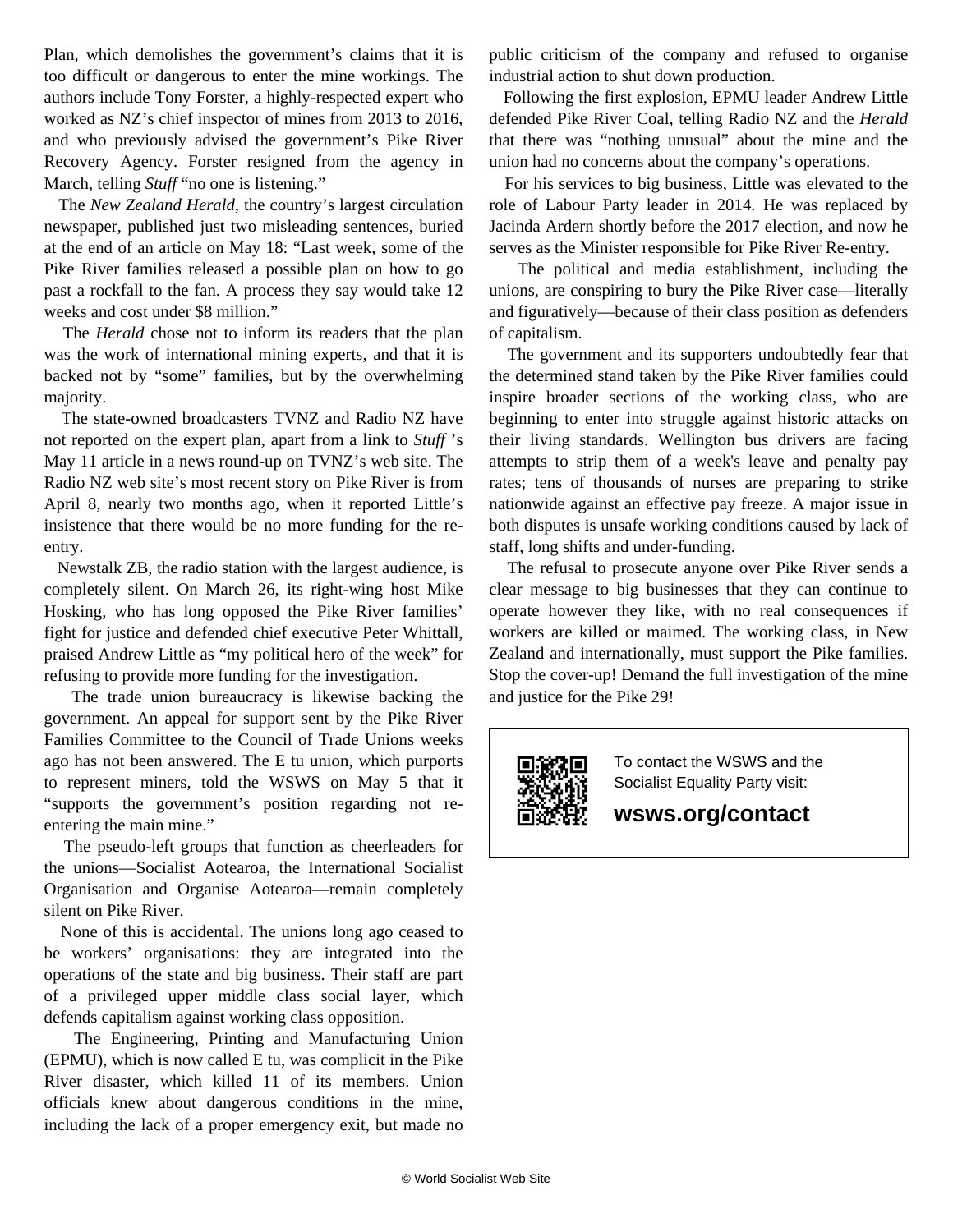Plan, which demolishes the government's claims that it is too difficult or dangerous to enter the mine workings. The authors include Tony Forster, a highly-respected expert who worked as NZ's chief inspector of mines from 2013 to 2016, and who previously advised the government's Pike River Recovery Agency. Forster resigned from the agency in March, telling *Stuff* "no one is listening."

The *New Zealand Herald*, the country's largest circulation newspaper, published just two misleading sentences, buried at the end of an article on May 18: "Last week, some of the Pike River families released a possible plan on how to go past a rockfall to the fan. A process they say would take 12 weeks and cost under $8 million."

The *Herald* chose not to inform its readers that the plan was the work of international mining experts, and that it is backed not by "some" families, but by the overwhelming majority.

The state-owned broadcasters TVNZ and Radio NZ have not reported on the expert plan, apart from a link to *Stuff* 's May 11 article in a news round-up on TVNZ's web site. The Radio NZ web site's most recent story on Pike River is from April 8, nearly two months ago, when it reported Little's insistence that there would be no more funding for the re-entry.

Newstalk ZB, the radio station with the largest audience, is completely silent. On March 26, its right-wing host Mike Hosking, who has long opposed the Pike River families' fight for justice and defended chief executive Peter Whittall, praised Andrew Little as "my political hero of the week" for refusing to provide more funding for the investigation.

The trade union bureaucracy is likewise backing the government. An appeal for support sent by the Pike River Families Committee to the Council of Trade Unions weeks ago has not been answered. The E tu union, which purports to represent miners, told the WSWS on May 5 that it "supports the government's position regarding not re-entering the main mine."

The pseudo-left groups that function as cheerleaders for the unions—Socialist Aotearoa, the International Socialist Organisation and Organise Aotearoa—remain completely silent on Pike River.

None of this is accidental. The unions long ago ceased to be workers' organisations: they are integrated into the operations of the state and big business. Their staff are part of a privileged upper middle class social layer, which defends capitalism against working class opposition.

The Engineering, Printing and Manufacturing Union (EPMU), which is now called E tu, was complicit in the Pike River disaster, which killed 11 of its members. Union officials knew about dangerous conditions in the mine, including the lack of a proper emergency exit, but made no public criticism of the company and refused to organise industrial action to shut down production.

Following the first explosion, EPMU leader Andrew Little defended Pike River Coal, telling Radio NZ and the *Herald* that there was "nothing unusual" about the mine and the union had no concerns about the company's operations.

For his services to big business, Little was elevated to the role of Labour Party leader in 2014. He was replaced by Jacinda Ardern shortly before the 2017 election, and now he serves as the Minister responsible for Pike River Re-entry.

The political and media establishment, including the unions, are conspiring to bury the Pike River case—literally and figuratively—because of their class position as defenders of capitalism.

The government and its supporters undoubtedly fear that the determined stand taken by the Pike River families could inspire broader sections of the working class, who are beginning to enter into struggle against historic attacks on their living standards. Wellington bus drivers are facing attempts to strip them of a week's leave and penalty pay rates; tens of thousands of nurses are preparing to strike nationwide against an effective pay freeze. A major issue in both disputes is unsafe working conditions caused by lack of staff, long shifts and under-funding.

The refusal to prosecute anyone over Pike River sends a clear message to big businesses that they can continue to operate however they like, with no real consequences if workers are killed or maimed. The working class, in New Zealand and internationally, must support the Pike families. Stop the cover-up! Demand the full investigation of the mine and justice for the Pike 29!

To contact the WSWS and the Socialist Equality Party visit:

**wsws.org/contact**